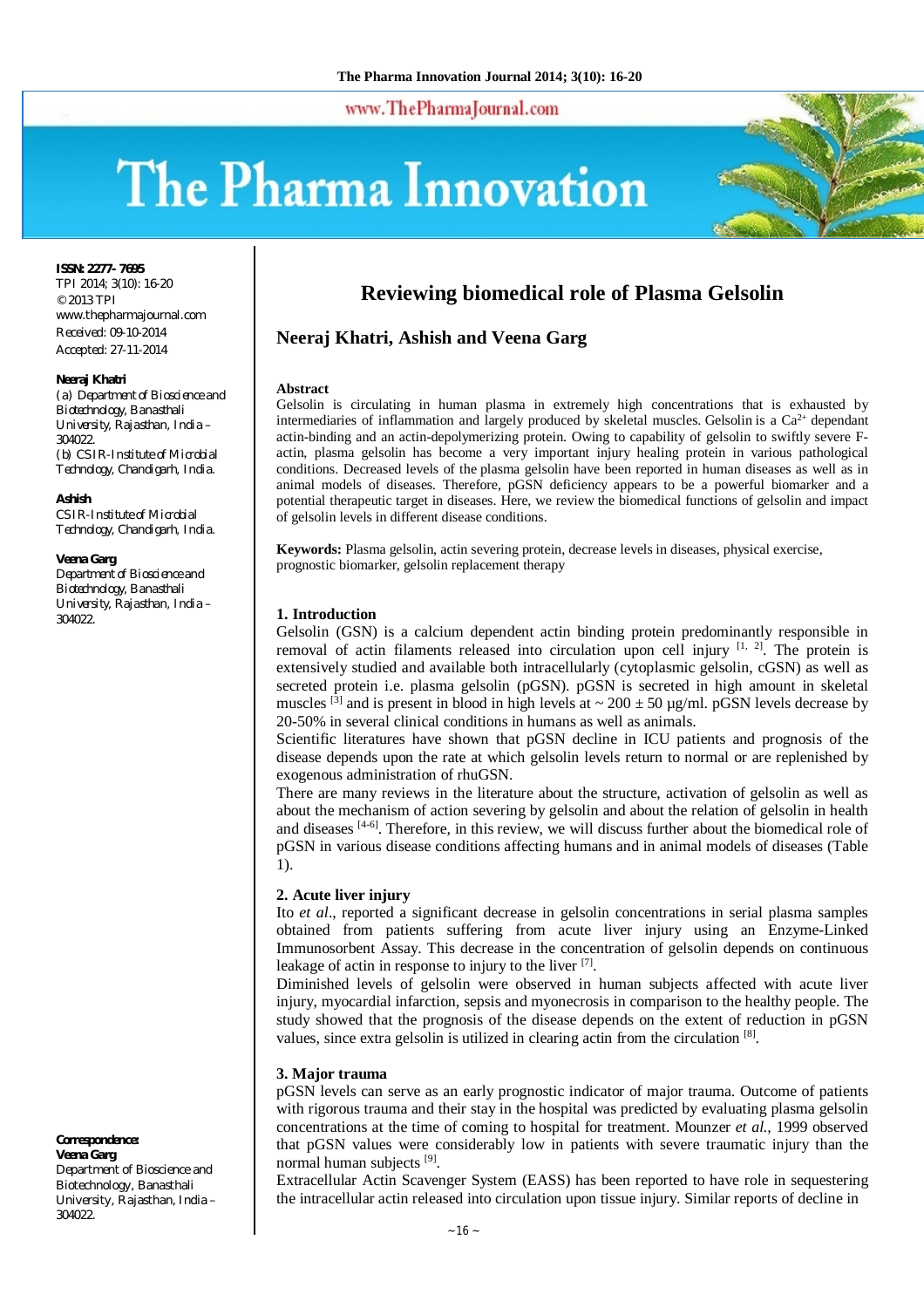# Reviewing biomedical role of Plasma Gelsolin

## Neeraj Khatri, Ashish and Veena Garg

**ISSN: 2277- 7695**
TPI 2014; 3(10): 16-20
© 2013 TPI
www.thepharmajournal.com
Received: 09-10-2014
Accepted: 27-11-2014

**Neeraj Khatri**
(a) Department of Bioscience and Biotechnology, Banasthali University, Rajasthan, India – 304022.
(b) CSIR-Institute of Microbial Technology, Chandigarh, India.

**Ashish**
CSIR-Institute of Microbial Technology, Chandigarh, India.

**Veena Garg**
Department of Bioscience and Biotechnology, Banasthali University, Rajasthan, India – 304022.

**Correspondence:**
**Veena Garg**
Department of Bioscience and Biotechnology, Banasthali University, Rajasthan, India – 304022.

### Abstract

Gelsolin is circulating in human plasma in extremely high concentrations that is exhausted by intermediaries of inflammation and largely produced by skeletal muscles. Gelsolin is a $Ca^{2+}$ dependant actin-binding and an actin-depolymerizing protein. Owing to capability of gelsolin to swiftly severe F-actin, plasma gelsolin has become a very important injury healing protein in various pathological conditions. Decreased levels of the plasma gelsolin have been reported in human diseases as well as in animal models of diseases. Therefore, pGSN deficiency appears to be a powerful biomarker and a potential therapeutic target in diseases. Here, we review the biomedical functions of gelsolin and impact of gelsolin levels in different disease conditions.

**Keywords:** Plasma gelsolin, actin severing protein, decrease levels in diseases, physical exercise, prognostic biomarker, gelsolin replacement therapy

### 1. Introduction

Gelsolin (GSN) is a calcium dependent actin binding protein predominantly responsible in removal of actin filaments released into circulation upon cell injury [1, 2]. The protein is extensively studied and available both intracellularly (cytoplasmic gelsolin, cGSN) as well as secreted protein i.e. plasma gelsolin (pGSN). pGSN is secreted in high amount in skeletal muscles [3] and is present in blood in high levels at ~ 200 ± 50 µg/ml. pGSN levels decrease by 20-50% in several clinical conditions in humans as well as animals.

Scientific literatures have shown that pGSN decline in ICU patients and prognosis of the disease depends upon the rate at which gelsolin levels return to normal or are replenished by exogenous administration of rhuGSN.

There are many reviews in the literature about the structure, activation of gelsolin as well as about the mechanism of action severing by gelsolin and about the relation of gelsolin in health and diseases [4-6]. Therefore, in this review, we will discuss further about the biomedical role of pGSN in various disease conditions affecting humans and in animal models of diseases (Table 1).

### 2. Acute liver injury

Ito *et al*., reported a significant decrease in gelsolin concentrations in serial plasma samples obtained from patients suffering from acute liver injury using an Enzyme-Linked Immunosorbent Assay. This decrease in the concentration of gelsolin depends on continuous leakage of actin in response to injury to the liver [7].

Diminished levels of gelsolin were observed in human subjects affected with acute liver injury, myocardial infarction, sepsis and myonecrosis in comparison to the healthy people. The study showed that the prognosis of the disease depends on the extent of reduction in pGSN values, since extra gelsolin is utilized in clearing actin from the circulation [8].

### 3. Major trauma

pGSN levels can serve as an early prognostic indicator of major trauma. Outcome of patients with rigorous trauma and their stay in the hospital was predicted by evaluating plasma gelsolin concentrations at the time of coming to hospital for treatment. Mounzer *et al.*, 1999 observed that pGSN values were considerably low in patients with severe traumatic injury than the normal human subjects [9].

Extracellular Actin Scavenger System (EASS) has been reported to have role in sequestering the intracellular actin released into circulation upon tissue injury. Similar reports of decline in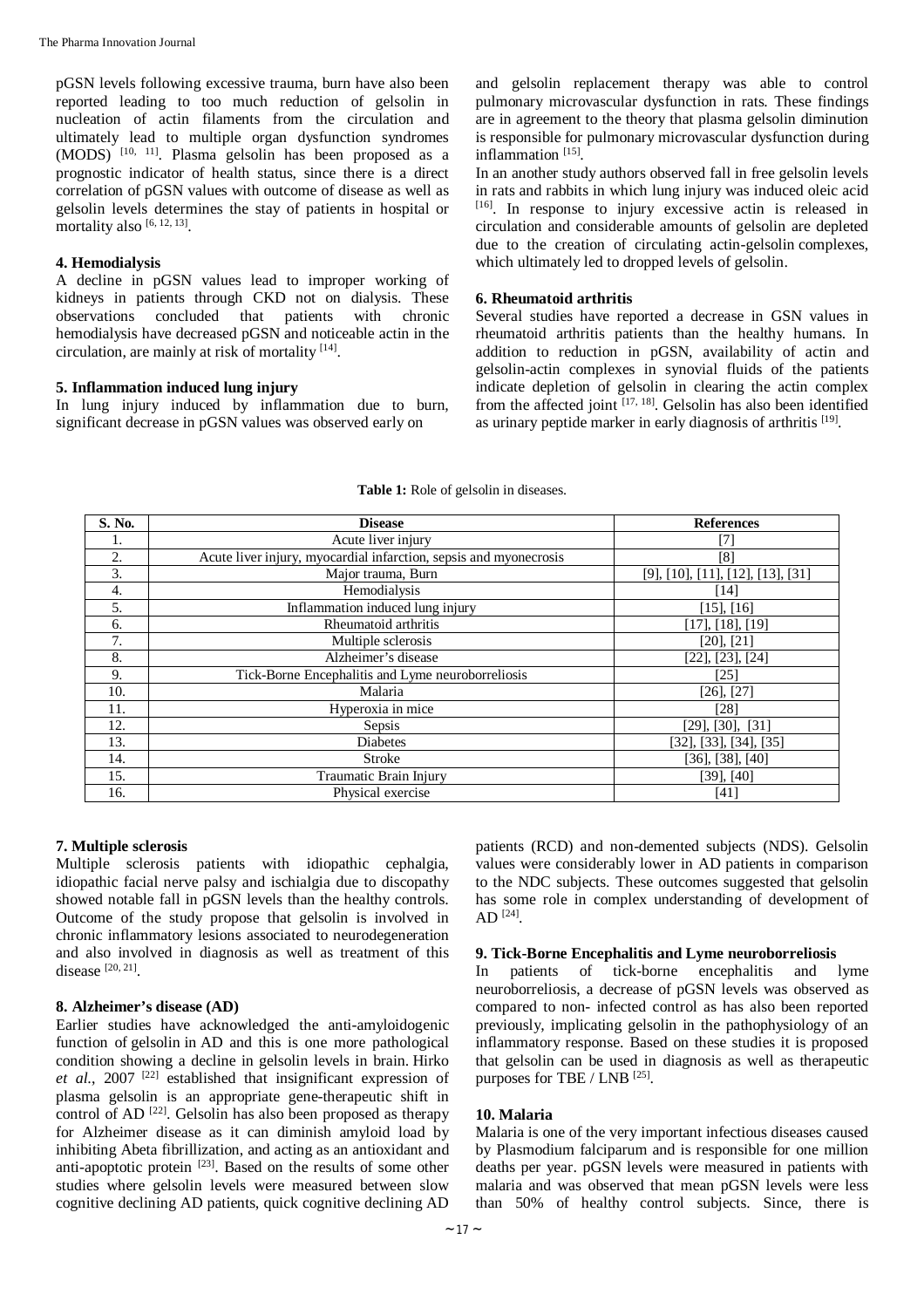pGSN levels following excessive trauma, burn have also been reported leading to too much reduction of gelsolin in nucleation of actin filaments from the circulation and ultimately lead to multiple organ dysfunction syndromes (MODS) [10, 11]. Plasma gelsolin has been proposed as a prognostic indicator of health status, since there is a direct correlation of pGSN values with outcome of disease as well as gelsolin levels determines the stay of patients in hospital or mortality also [6, 12, 13].

### 4. Hemodialysis

A decline in pGSN values lead to improper working of kidneys in patients through CKD not on dialysis. These observations concluded that patients with chronic hemodialysis have decreased pGSN and noticeable actin in the circulation, are mainly at risk of mortality [14].

### 5. Inflammation induced lung injury

In lung injury induced by inflammation due to burn, significant decrease in pGSN values was observed early on and gelsolin replacement therapy was able to control pulmonary microvascular dysfunction in rats. These findings are in agreement to the theory that plasma gelsolin diminution is responsible for pulmonary microvascular dysfunction during inflammation [15].

In an another study authors observed fall in free gelsolin levels in rats and rabbits in which lung injury was induced oleic acid [16]. In response to injury excessive actin is released in circulation and considerable amounts of gelsolin are depleted due to the creation of circulating actin-gelsolin complexes, which ultimately led to dropped levels of gelsolin.

### 6. Rheumatoid arthritis

Several studies have reported a decrease in GSN values in rheumatoid arthritis patients than the healthy humans. In addition to reduction in pGSN, availability of actin and gelsolin-actin complexes in synovial fluids of the patients indicate depletion of gelsolin in clearing the actin complex from the affected joint [17, 18]. Gelsolin has also been identified as urinary peptide marker in early diagnosis of arthritis [19].

**Table 1:** Role of gelsolin in diseases.

| S. No. | Disease | References |
|---|---|---|
| 1. | Acute liver injury | [7] |
| 2. | Acute liver injury, myocardial infarction, sepsis and myonecrosis | [8] |
| 3. | Major trauma, Burn | [9], [10], [11], [12], [13], [31] |
| 4. | Hemodialysis | [14] |
| 5. | Inflammation induced lung injury | [15], [16] |
| 6. | Rheumatoid arthritis | [17], [18], [19] |
| 7. | Multiple sclerosis | [20], [21] |
| 8. | Alzheimer's disease | [22], [23], [24] |
| 9. | Tick-Borne Encephalitis and Lyme neuroborreliosis | [25] |
| 10. | Malaria | [26], [27] |
| 11. | Hyperoxia in mice | [28] |
| 12. | Sepsis | [29], [30], [31] |
| 13. | Diabetes | [32], [33], [34], [35] |
| 14. | Stroke | [36], [38], [40] |
| 15. | Traumatic Brain Injury | [39], [40] |
| 16. | Physical exercise | [41] |

### 7. Multiple sclerosis

Multiple sclerosis patients with idiopathic cephalgia, idiopathic facial nerve palsy and ischialgia due to discopathy showed notable fall in pGSN levels than the healthy controls. Outcome of the study propose that gelsolin is involved in chronic inflammatory lesions associated to neurodegeneration and also involved in diagnosis as well as treatment of this disease [20, 21].

### 8. Alzheimer's disease (AD)

Earlier studies have acknowledged the anti-amyloidogenic function of gelsolin in AD and this is one more pathological condition showing a decline in gelsolin levels in brain. Hirko *et al.*, 2007 [22] established that insignificant expression of plasma gelsolin is an appropriate gene-therapeutic shift in control of AD [22]. Gelsolin has also been proposed as therapy for Alzheimer disease as it can diminish amyloid load by inhibiting Abeta fibrillization, and acting as an antioxidant and anti-apoptotic protein [23]. Based on the results of some other studies where gelsolin levels were measured between slow cognitive declining AD patients, quick cognitive declining AD patients (RCD) and non-demented subjects (NDS). Gelsolin values were considerably lower in AD patients in comparison to the NDC subjects. These outcomes suggested that gelsolin has some role in complex understanding of development of AD [24].

### 9. Tick-Borne Encephalitis and Lyme neuroborreliosis

In patients of tick-borne encephalitis and lyme neuroborreliosis, a decrease of pGSN levels was observed as compared to non- infected control as has also been reported previously, implicating gelsolin in the pathophysiology of an inflammatory response. Based on these studies it is proposed that gelsolin can be used in diagnosis as well as therapeutic purposes for TBE / LNB [25].

### 10. Malaria

Malaria is one of the very important infectious diseases caused by Plasmodium falciparum and is responsible for one million deaths per year. pGSN levels were measured in patients with malaria and was observed that mean pGSN levels were less than 50% of healthy control subjects. Since, there is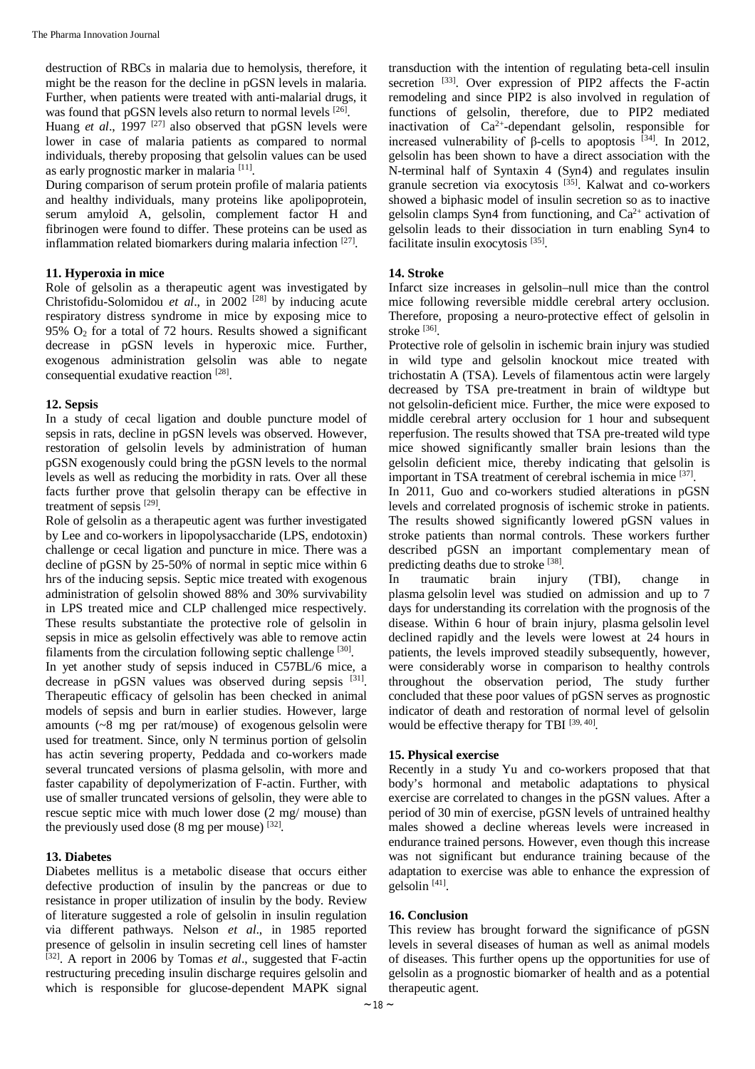destruction of RBCs in malaria due to hemolysis, therefore, it might be the reason for the decline in pGSN levels in malaria. Further, when patients were treated with anti-malarial drugs, it was found that pGSN levels also return to normal levels [26].

Huang *et al*., 1997 [27] also observed that pGSN levels were lower in case of malaria patients as compared to normal individuals, thereby proposing that gelsolin values can be used as early prognostic marker in malaria [11].

During comparison of serum protein profile of malaria patients and healthy individuals, many proteins like apolipoprotein, serum amyloid A, gelsolin, complement factor H and fibrinogen were found to differ. These proteins can be used as inflammation related biomarkers during malaria infection [27].

## 11. Hyperoxia in mice

Role of gelsolin as a therapeutic agent was investigated by Christofidu-Solomidou *et al*., in 2002 [28] by inducing acute respiratory distress syndrome in mice by exposing mice to 95% $O_2$ for a total of 72 hours. Results showed a significant decrease in pGSN levels in hyperoxic mice. Further, exogenous administration gelsolin was able to negate consequential exudative reaction [28].

## 12. Sepsis

In a study of cecal ligation and double puncture model of sepsis in rats, decline in pGSN levels was observed. However, restoration of gelsolin levels by administration of human pGSN exogenously could bring the pGSN levels to the normal levels as well as reducing the morbidity in rats. Over all these facts further prove that gelsolin therapy can be effective in treatment of sepsis [29].

Role of gelsolin as a therapeutic agent was further investigated by Lee and co-workers in lipopolysaccharide (LPS, endotoxin) challenge or cecal ligation and puncture in mice. There was a decline of pGSN by 25-50% of normal in septic mice within 6 hrs of the inducing sepsis. Septic mice treated with exogenous administration of gelsolin showed 88% and 30% survivability in LPS treated mice and CLP challenged mice respectively. These results substantiate the protective role of gelsolin in sepsis in mice as gelsolin effectively was able to remove actin filaments from the circulation following septic challenge [30].

In yet another study of sepsis induced in C57BL/6 mice, a decrease in pGSN values was observed during sepsis [31]. Therapeutic efficacy of gelsolin has been checked in animal models of sepsis and burn in earlier studies. However, large amounts (~8 mg per rat/mouse) of exogenous gelsolin were used for treatment. Since, only N terminus portion of gelsolin has actin severing property, Peddada and co-workers made several truncated versions of plasma gelsolin, with more and faster capability of depolymerization of F-actin. Further, with use of smaller truncated versions of gelsolin, they were able to rescue septic mice with much lower dose (2 mg/ mouse) than the previously used dose (8 mg per mouse) [32].

## 13. Diabetes

Diabetes mellitus is a metabolic disease that occurs either defective production of insulin by the pancreas or due to resistance in proper utilization of insulin by the body. Review of literature suggested a role of gelsolin in insulin regulation via different pathways. Nelson *et al*., in 1985 reported presence of gelsolin in insulin secreting cell lines of hamster [32]. A report in 2006 by Tomas *et al*., suggested that F-actin restructuring preceding insulin discharge requires gelsolin and which is responsible for glucose-dependent MAPK signal transduction with the intention of regulating beta-cell insulin secretion [33]. Over expression of PIP2 affects the F-actin remodeling and since PIP2 is also involved in regulation of functions of gelsolin, therefore, due to PIP2 mediated inactivation of $Ca^{2+}$-dependant gelsolin, responsible for increased vulnerability of β-cells to apoptosis [34]. In 2012, gelsolin has been shown to have a direct association with the N-terminal half of Syntaxin 4 (Syn4) and regulates insulin granule secretion via exocytosis [35]. Kalwat and co-workers showed a biphasic model of insulin secretion so as to inactive gelsolin clamps Syn4 from functioning, and $Ca^{2+}$ activation of gelsolin leads to their dissociation in turn enabling Syn4 to facilitate insulin exocytosis [35].

## 14. Stroke

Infarct size increases in gelsolin–null mice than the control mice following reversible middle cerebral artery occlusion. Therefore, proposing a neuro-protective effect of gelsolin in stroke [36].

Protective role of gelsolin in ischemic brain injury was studied in wild type and gelsolin knockout mice treated with trichostatin A (TSA). Levels of filamentous actin were largely decreased by TSA pre-treatment in brain of wildtype but not gelsolin-deficient mice. Further, the mice were exposed to middle cerebral artery occlusion for 1 hour and subsequent reperfusion. The results showed that TSA pre-treated wild type mice showed significantly smaller brain lesions than the gelsolin deficient mice, thereby indicating that gelsolin is important in TSA treatment of cerebral ischemia in mice [37].

In 2011, Guo and co-workers studied alterations in pGSN levels and correlated prognosis of ischemic stroke in patients. The results showed significantly lowered pGSN values in stroke patients than normal controls. These workers further described pGSN an important complementary mean of predicting deaths due to stroke [38].

In traumatic brain injury (TBI), change in plasma gelsolin level was studied on admission and up to 7 days for understanding its correlation with the prognosis of the disease. Within 6 hour of brain injury, plasma gelsolin level declined rapidly and the levels were lowest at 24 hours in patients, the levels improved steadily subsequently, however, were considerably worse in comparison to healthy controls throughout the observation period, The study further concluded that these poor values of pGSN serves as prognostic indicator of death and restoration of normal level of gelsolin would be effective therapy for TBI [39, 40].

## 15. Physical exercise

Recently in a study Yu and co-workers proposed that that body's hormonal and metabolic adaptations to physical exercise are correlated to changes in the pGSN values. After a period of 30 min of exercise, pGSN levels of untrained healthy males showed a decline whereas levels were increased in endurance trained persons. However, even though this increase was not significant but endurance training because of the adaptation to exercise was able to enhance the expression of gelsolin [41].

## 16. Conclusion

This review has brought forward the significance of pGSN levels in several diseases of human as well as animal models of diseases. This further opens up the opportunities for use of gelsolin as a prognostic biomarker of health and as a potential therapeutic agent.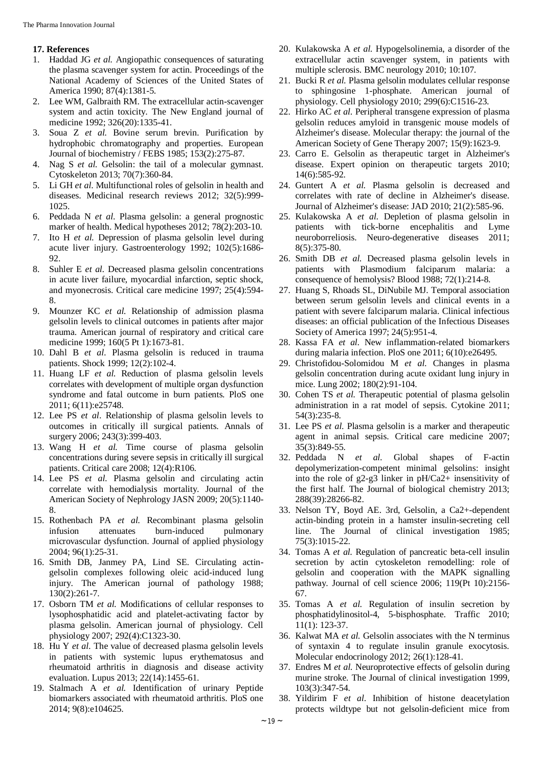### 17. References

1. Haddad JG *et al.* Angiopathic consequences of saturating the plasma scavenger system for actin. Proceedings of the National Academy of Sciences of the United States of America 1990; 87(4):1381-5.
2. Lee WM, Galbraith RM. The extracellular actin-scavenger system and actin toxicity. The New England journal of medicine 1992; 326(20):1335-41.
3. Soua Z *et al.* Bovine serum brevin. Purification by hydrophobic chromatography and properties. European Journal of biochemistry / FEBS 1985; 153(2):275-87.
4. Nag S *et al.* Gelsolin: the tail of a molecular gymnast. Cytoskeleton 2013; 70(7):360-84.
5. Li GH *et al*. Multifunctional roles of gelsolin in health and diseases. Medicinal research reviews 2012; 32(5):999-1025.
6. Peddada N *et al*. Plasma gelsolin: a general prognostic marker of health. Medical hypotheses 2012; 78(2):203-10.
7. Ito H *et al.* Depression of plasma gelsolin level during acute liver injury. Gastroenterology 1992; 102(5):1686-92.
8. Suhler E *et al*. Decreased plasma gelsolin concentrations in acute liver failure, myocardial infarction, septic shock, and myonecrosis. Critical care medicine 1997; 25(4):594-8.
9. Mounzer KC *et al.* Relationship of admission plasma gelsolin levels to clinical outcomes in patients after major trauma. American journal of respiratory and critical care medicine 1999; 160(5 Pt 1):1673-81.
10. Dahl B *et al*. Plasma gelsolin is reduced in trauma patients. Shock 1999; 12(2):102-4.
11. Huang LF *et al.* Reduction of plasma gelsolin levels correlates with development of multiple organ dysfunction syndrome and fatal outcome in burn patients. PloS one 2011; 6(11):e25748.
12. Lee PS *et al*. Relationship of plasma gelsolin levels to outcomes in critically ill surgical patients. Annals of surgery 2006; 243(3):399-403.
13. Wang H *et al.* Time course of plasma gelsolin concentrations during severe sepsis in critically ill surgical patients. Critical care 2008; 12(4):R106.
14. Lee PS *et al.* Plasma gelsolin and circulating actin correlate with hemodialysis mortality. Journal of the American Society of Nephrology JASN 2009; 20(5):1140-8.
15. Rothenbach PA *et al.* Recombinant plasma gelsolin infusion attenuates burn-induced pulmonary microvascular dysfunction. Journal of applied physiology 2004; 96(1):25-31.
16. Smith DB, Janmey PA, Lind SE. Circulating actin-gelsolin complexes following oleic acid-induced lung injury. The American journal of pathology 1988; 130(2):261-7.
17. Osborn TM *et al.* Modifications of cellular responses to lysophosphatidic acid and platelet-activating factor by plasma gelsolin. American journal of physiology. Cell physiology 2007; 292(4):C1323-30.
18. Hu Y *et al*. The value of decreased plasma gelsolin levels in patients with systemic lupus erythematosus and rheumatoid arthritis in diagnosis and disease activity evaluation. Lupus 2013; 22(14):1455-61.
19. Stalmach A *et al.* Identification of urinary Peptide biomarkers associated with rheumatoid arthritis. PloS one 2014; 9(8):e104625.
20. Kulakowska A *et al.* Hypogelsolinemia, a disorder of the extracellular actin scavenger system, in patients with multiple sclerosis. BMC neurology 2010; 10:107.
21. Bucki R *et al.* Plasma gelsolin modulates cellular response to sphingosine 1-phosphate. American journal of physiology. Cell physiology 2010; 299(6):C1516-23.
22. Hirko AC *et al.* Peripheral transgene expression of plasma gelsolin reduces amyloid in transgenic mouse models of Alzheimer's disease. Molecular therapy: the journal of the American Society of Gene Therapy 2007; 15(9):1623-9.
23. Carro E. Gelsolin as therapeutic target in Alzheimer's disease. Expert opinion on therapeutic targets 2010; 14(6):585-92.
24. Guntert A *et al.* Plasma gelsolin is decreased and correlates with rate of decline in Alzheimer's disease. Journal of Alzheimer's disease: JAD 2010; 21(2):585-96.
25. Kulakowska A *et al.* Depletion of plasma gelsolin in patients with tick-borne encephalitis and Lyme neuroborreliosis. Neuro-degenerative diseases 2011; 8(5):375-80.
26. Smith DB *et al.* Decreased plasma gelsolin levels in patients with Plasmodium falciparum malaria: a consequence of hemolysis? Blood 1988; 72(1):214-8.
27. Huang S, Rhoads SL, DiNubile MJ. Temporal association between serum gelsolin levels and clinical events in a patient with severe falciparum malaria. Clinical infectious diseases: an official publication of the Infectious Diseases Society of America 1997; 24(5):951-4.
28. Kassa FA *et al.* New inflammation-related biomarkers during malaria infection. PloS one 2011; 6(10):e26495.
29. Christofidou-Solomidou M *et al.* Changes in plasma gelsolin concentration during acute oxidant lung injury in mice. Lung 2002; 180(2):91-104.
30. Cohen TS *et al.* Therapeutic potential of plasma gelsolin administration in a rat model of sepsis. Cytokine 2011; 54(3):235-8.
31. Lee PS *et al.* Plasma gelsolin is a marker and therapeutic agent in animal sepsis. Critical care medicine 2007; 35(3):849-55.
32. Peddada N *et al*. Global shapes of F-actin depolymerization-competent minimal gelsolins: insight into the role of g2-g3 linker in pH/$Ca^{2+}$ insensitivity of the first half. The Journal of biological chemistry 2013; 288(39):28266-82.
33. Nelson TY, Boyd AE. 3rd, Gelsolin, a $Ca^{2+}$-dependent actin-binding protein in a hamster insulin-secreting cell line. The Journal of clinical investigation 1985; 75(3):1015-22.
34. Tomas A *et al.* Regulation of pancreatic beta-cell insulin secretion by actin cytoskeleton remodelling: role of gelsolin and cooperation with the MAPK signalling pathway. Journal of cell science 2006; 119(Pt 10):2156-67.
35. Tomas A *et al.* Regulation of insulin secretion by phosphatidylinositol-4, 5-bisphosphate. Traffic 2010; 11(1): 123-37.
36. Kalwat MA *et al.* Gelsolin associates with the N terminus of syntaxin 4 to regulate insulin granule exocytosis. Molecular endocrinology 2012; 26(1):128-41.
37. Endres M *et al.* Neuroprotective effects of gelsolin during murine stroke. The Journal of clinical investigation 1999, 103(3):347-54.
38. Yildirim F *et al*. Inhibition of histone deacetylation protects wildtype but not gelsolin-deficient mice from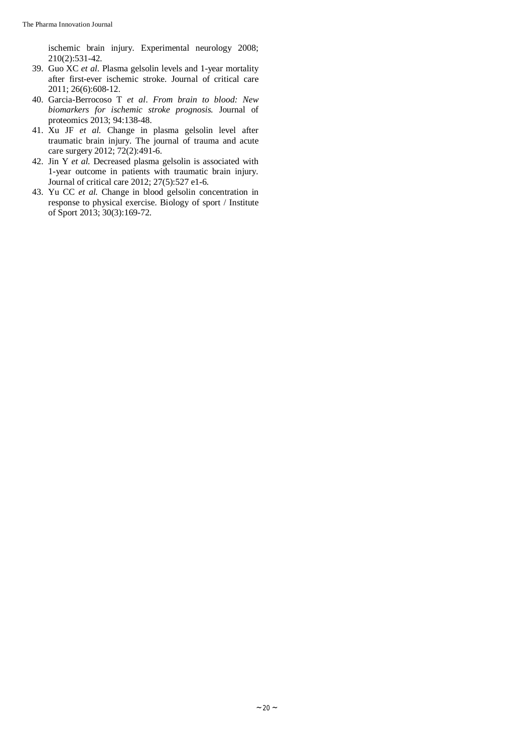ischemic brain injury. Experimental neurology 2008; 210(2):531-42.

39. Guo XC *et al*. Plasma gelsolin levels and 1-year mortality after first-ever ischemic stroke. Journal of critical care 2011; 26(6):608-12.
40. Garcia-Berrocoso T *et al*. *From brain to blood: New biomarkers for ischemic stroke prognosis.* Journal of proteomics 2013; 94:138-48.
41. Xu JF *et al.* Change in plasma gelsolin level after traumatic brain injury. The journal of trauma and acute care surgery 2012; 72(2):491-6.
42. Jin Y *et al.* Decreased plasma gelsolin is associated with 1-year outcome in patients with traumatic brain injury. Journal of critical care 2012; 27(5):527 e1-6.
43. Yu CC *et al.* Change in blood gelsolin concentration in response to physical exercise. Biology of sport / Institute of Sport 2013; 30(3):169-72.